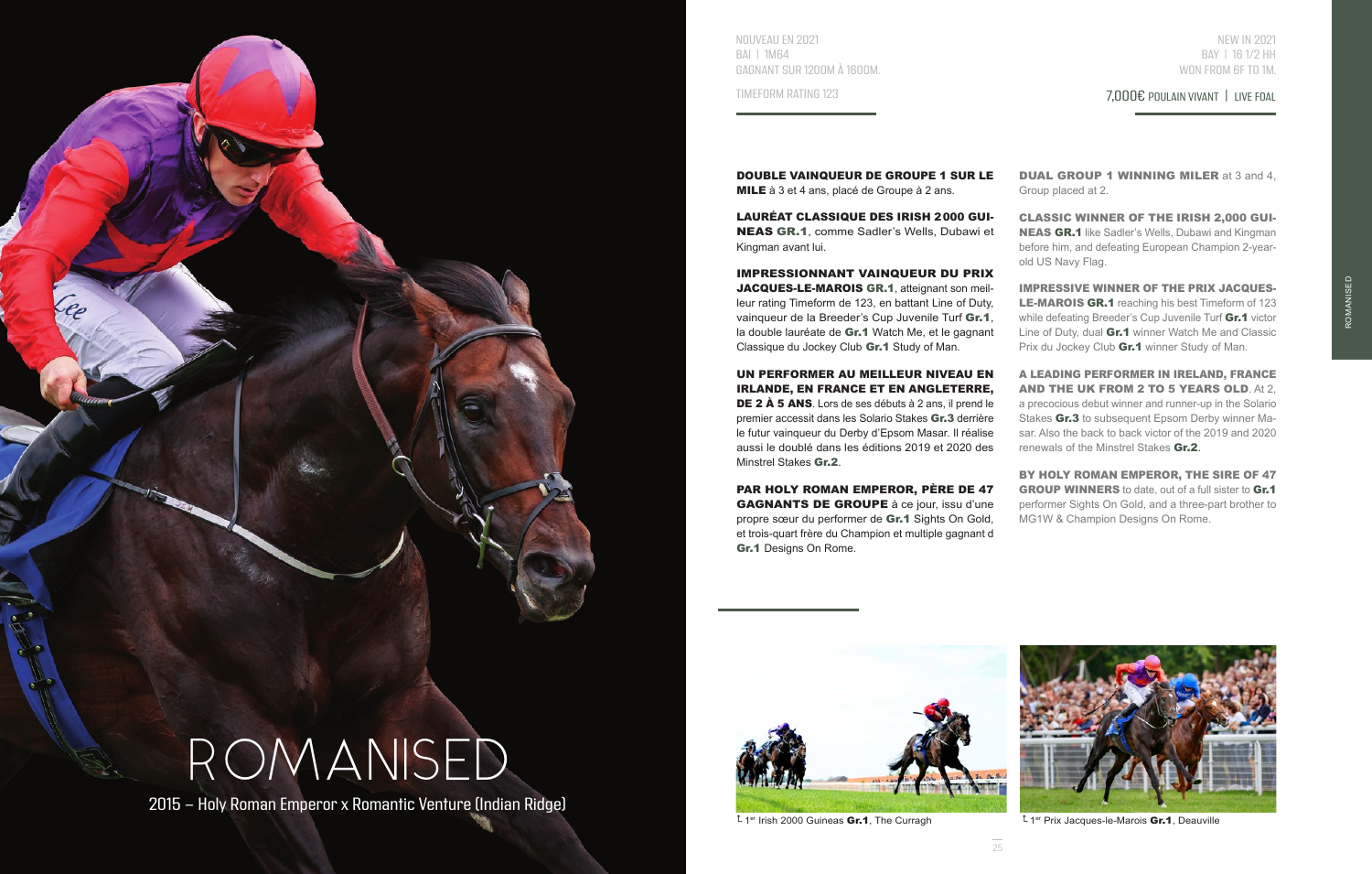# ROMANISED

2015 – Holy Roman Emperor x Romantic Venture (Indian Ridge)

NOUVEAU EN 2021
BAI | 1M64
GAGNANT SUR 1200M À 1600M.

TIMEFORM RATING 123

NEW IN 2021
BAY | 16 1/2 HH
WON FROM 6F TO 1M.

7,000€ POULAIN VIVANT | LIVE FOAL

**DOUBLE VAINQUEUR DE GROUPE 1 SUR LE MILE** à 3 et 4 ans, placé de Groupe à 2 ans.

**LAURÉAT CLASSIQUE DES IRISH 2000 GUINEAS GR.1**, comme Sadler's Wells, Dubawi et Kingman avant lui.

**IMPRESSIONNANT VAINQUEUR DU PRIX JACQUES-LE-MAROIS GR.1**, atteignant son meilleur rating Timeform de 123, en battant Line of Duty, vainqueur de la Breeder's Cup Juvenile Turf **Gr.1**, la double lauréate de **Gr.1** Watch Me, et le gagnant Classique du Jockey Club **Gr.1** Study of Man.

**UN PERFORMER AU MEILLEUR NIVEAU EN IRLANDE, EN FRANCE ET EN ANGLETERRE, DE 2 À 5 ANS**. Lors de ses débuts à 2 ans, il prend le premier accessit dans les Solario Stakes **Gr.3** derrière le futur vainqueur du Derby d'Epsom Masar. Il réalise aussi le doublé dans les éditions 2019 et 2020 des Minstrel Stakes **Gr.2**.

**PAR HOLY ROMAN EMPEROR, PÈRE DE 47 GAGNANTS DE GROUPE** à ce jour, issu d'une propre sœur du performer de **Gr.1** Sights On Gold, et trois-quart frère du Champion et multiple gagnant d **Gr.1** Designs On Rome.

**DUAL GROUP 1 WINNING MILER** at 3 and 4, Group placed at 2.

**CLASSIC WINNER OF THE IRISH 2,000 GUINEAS GR.1** like Sadler's Wells, Dubawi and Kingman before him, and defeating European Champion 2-year-old US Navy Flag.

**IMPRESSIVE WINNER OF THE PRIX JACQUES-LE-MAROIS GR.1** reaching his best Timeform of 123 while defeating Breeder's Cup Juvenile Turf **Gr.1** victor Line of Duty, dual **Gr.1** winner Watch Me and Classic Prix du Jockey Club **Gr.1** winner Study of Man.

**A LEADING PERFORMER IN IRELAND, FRANCE AND THE UK FROM 2 TO 5 YEARS OLD**. At 2, a precocious debut winner and runner-up in the Solario Stakes **Gr.3** to subsequent Epsom Derby winner Masar. Also the back to back victor of the 2019 and 2020 renewals of the Minstrel Stakes **Gr.2**.

**BY HOLY ROMAN EMPEROR, THE SIRE OF 47 GROUP WINNERS** to date, out of a full sister to **Gr.1** performer Sights On Gold, and a three-part brother to MG1W & Champion Designs On Rome.

1er Irish 2000 Guineas **Gr.1**, The Curragh

1er Prix Jacques-le-Marois **Gr.1**, Deauville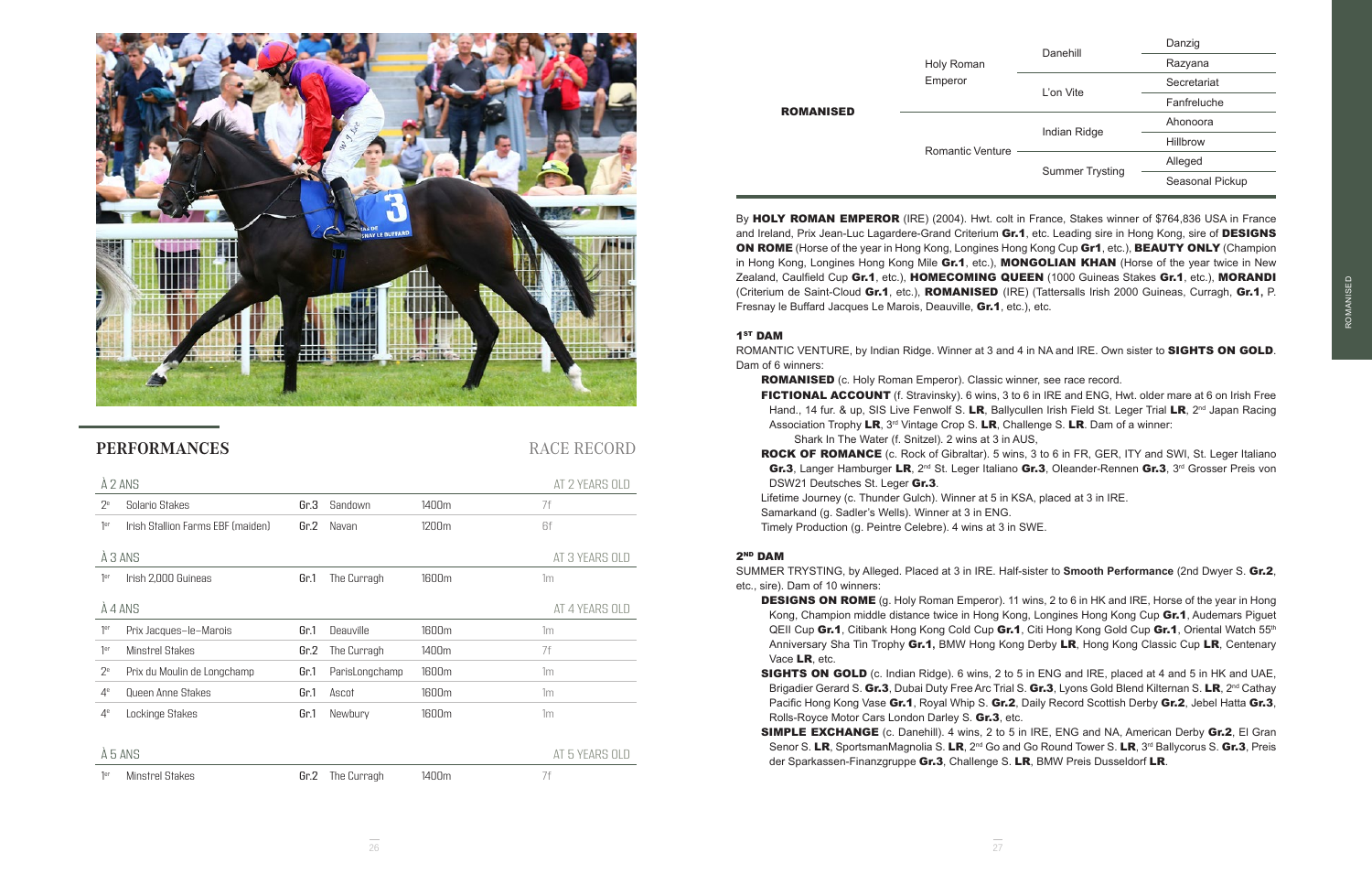## PERFORMANCES — RACE RECORD

| | | | | | |
|---|---|---|---|---|---|
| **À 2 ANS** | | | | | **AT 2 YEARS OLD** |
| 2e | Solario Stakes | Gr.3 | Sandown | 1400m | 7f |
| 1er | Irish Stallion Farms EBF (maiden) | Gr.2 | Navan | 1200m | 6f |
| **À 3 ANS** | | | | | **AT 3 YEARS OLD** |
| 1er | Irish 2,000 Guineas | Gr.1 | The Curragh | 1600m | 1m |
| **À 4 ANS** | | | | | **AT 4 YEARS OLD** |
| 1er | Prix Jacques–le–Marois | Gr.1 | Deauville | 1600m | 1m |
| 1er | Minstrel Stakes | Gr.2 | The Curragh | 1400m | 7f |
| 2e | Prix du Moulin de Longchamp | Gr.1 | ParisLongchamp | 1600m | 1m |
| 4e | Queen Anne Stakes | Gr.1 | Ascot | 1600m | 1m |
| 4e | Lockinge Stakes | Gr.1 | Newbury | 1600m | 1m |
| **À 5 ANS** | | | | | **AT 5 YEARS OLD** |
| 1er | Minstrel Stakes | Gr.2 | The Curragh | 1400m | 7f |

| | | | |
|---|---|---|---|
| **ROMANISED** | Holy Roman Emperor | Danehill | Danzig |
| | | | Razyana |
| | | L'on Vite | Secretariat |
| | | | Fanfreluche |
| | Romantic Venture | Indian Ridge | Ahonoora |
| | | | Hillbrow |
| | | Summer Trysting | Alleged |
| | | | Seasonal Pickup |

By **HOLY ROMAN EMPEROR** (IRE) (2004). Hwt. colt in France, Stakes winner of $764,836 USA in France and Ireland, Prix Jean-Luc Lagardere-Grand Criterium **Gr.1**, etc. Leading sire in Hong Kong, sire of **DESIGNS ON ROME** (Horse of the year in Hong Kong, Longines Hong Kong Cup **Gr1**, etc.), **BEAUTY ONLY** (Champion in Hong Kong, Longines Hong Kong Mile **Gr.1**, etc.), **MONGOLIAN KHAN** (Horse of the year twice in New Zealand, Caulfield Cup **Gr.1**, etc.), **HOMECOMING QUEEN** (1000 Guineas Stakes **Gr.1**, etc.), **MORANDI** (Criterium de Saint-Cloud **Gr.1**, etc.), **ROMANISED** (IRE) (Tattersalls Irish 2000 Guineas, Curragh, **Gr.1,** P. Fresnay le Buffard Jacques Le Marois, Deauville, **Gr.1**, etc.), etc.

### 1ST DAM

ROMANTIC VENTURE, by Indian Ridge. Winner at 3 and 4 in NA and IRE. Own sister to **SIGHTS ON GOLD**. Dam of 6 winners:

- **ROMANISED** (c. Holy Roman Emperor). Classic winner, see race record.
- **FICTIONAL ACCOUNT** (f. Stravinsky). 6 wins, 3 to 6 in IRE and ENG, Hwt. older mare at 6 on Irish Free Hand., 14 fur. & up, SIS Live Fenwolf S. **LR**, Ballycullen Irish Field St. Leger Trial **LR**, 2nd Japan Racing Association Trophy **LR**, 3rd Vintage Crop S. **LR**, Challenge S. **LR**. Dam of a winner:
  - Shark In The Water (f. Snitzel). 2 wins at 3 in AUS,
- **ROCK OF ROMANCE** (c. Rock of Gibraltar). 5 wins, 3 to 6 in FR, GER, ITY and SWI, St. Leger Italiano **Gr.3**, Langer Hamburger **LR**, 2nd St. Leger Italiano **Gr.3**, Oleander-Rennen **Gr.3**, 3rd Grosser Preis von DSW21 Deutsches St. Leger **Gr.3**.
- Lifetime Journey (c. Thunder Gulch). Winner at 5 in KSA, placed at 3 in IRE.
- Samarkand (g. Sadler's Wells). Winner at 3 in ENG.
- Timely Production (g. Peintre Celebre). 4 wins at 3 in SWE.

### 2ND DAM

SUMMER TRYSTING, by Alleged. Placed at 3 in IRE. Half-sister to **Smooth Performance** (2nd Dwyer S. **Gr.2**, etc., sire). Dam of 10 winners:

- **DESIGNS ON ROME** (g. Holy Roman Emperor). 11 wins, 2 to 6 in HK and IRE, Horse of the year in Hong Kong, Champion middle distance twice in Hong Kong, Longines Hong Kong Cup **Gr.1**, Audemars Piguet QEII Cup **Gr.1**, Citibank Hong Kong Cold Cup **Gr.1**, Citi Hong Kong Gold Cup **Gr.1**, Oriental Watch 55th Anniversary Sha Tin Trophy **Gr.1,** BMW Hong Kong Derby **LR**, Hong Kong Classic Cup **LR**, Centenary Vace **LR**, etc.
- **SIGHTS ON GOLD** (c. Indian Ridge). 6 wins, 2 to 5 in ENG and IRE, placed at 4 and 5 in HK and UAE, Brigadier Gerard S. **Gr.3**, Dubai Duty Free Arc Trial S. **Gr.3**, Lyons Gold Blend Kilternan S. **LR**, 2nd Cathay Pacific Hong Kong Vase **Gr.1**, Royal Whip S. **Gr.2**, Daily Record Scottish Derby **Gr.2**, Jebel Hatta **Gr.3**, Rolls-Royce Motor Cars London Darley S. **Gr.3**, etc.
- **SIMPLE EXCHANGE** (c. Danehill). 4 wins, 2 to 5 in IRE, ENG and NA, American Derby **Gr.2**, El Gran Senor S. **LR**, SportsmanMagnolia S. **LR**, 2nd Go and Go Round Tower S. **LR**, 3rd Ballycorus S. **Gr.3**, Preis der Sparkassen-Finanzgruppe **Gr.3**, Challenge S. **LR**, BMW Preis Dusseldorf **LR**.